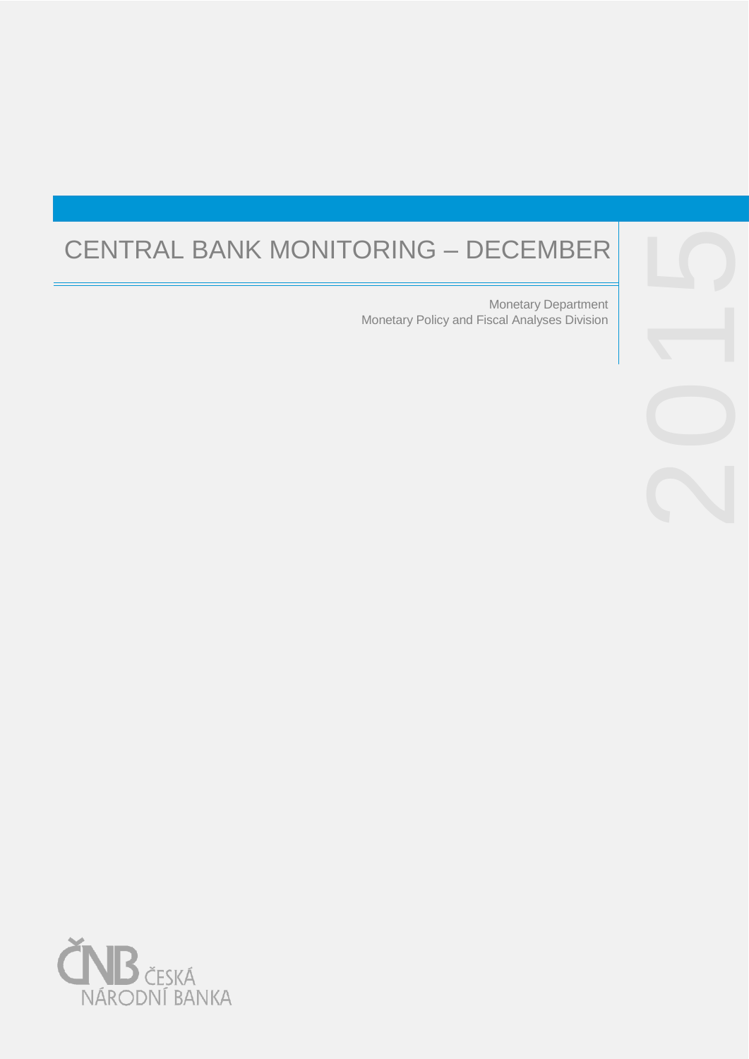# CENTRAL BANK MONITORING – DECEMBER 2015

Monetary Department
Monetary Policy and Fiscal Analyses Division

ČNB ČESKÁ NÁRODNÍ BANKA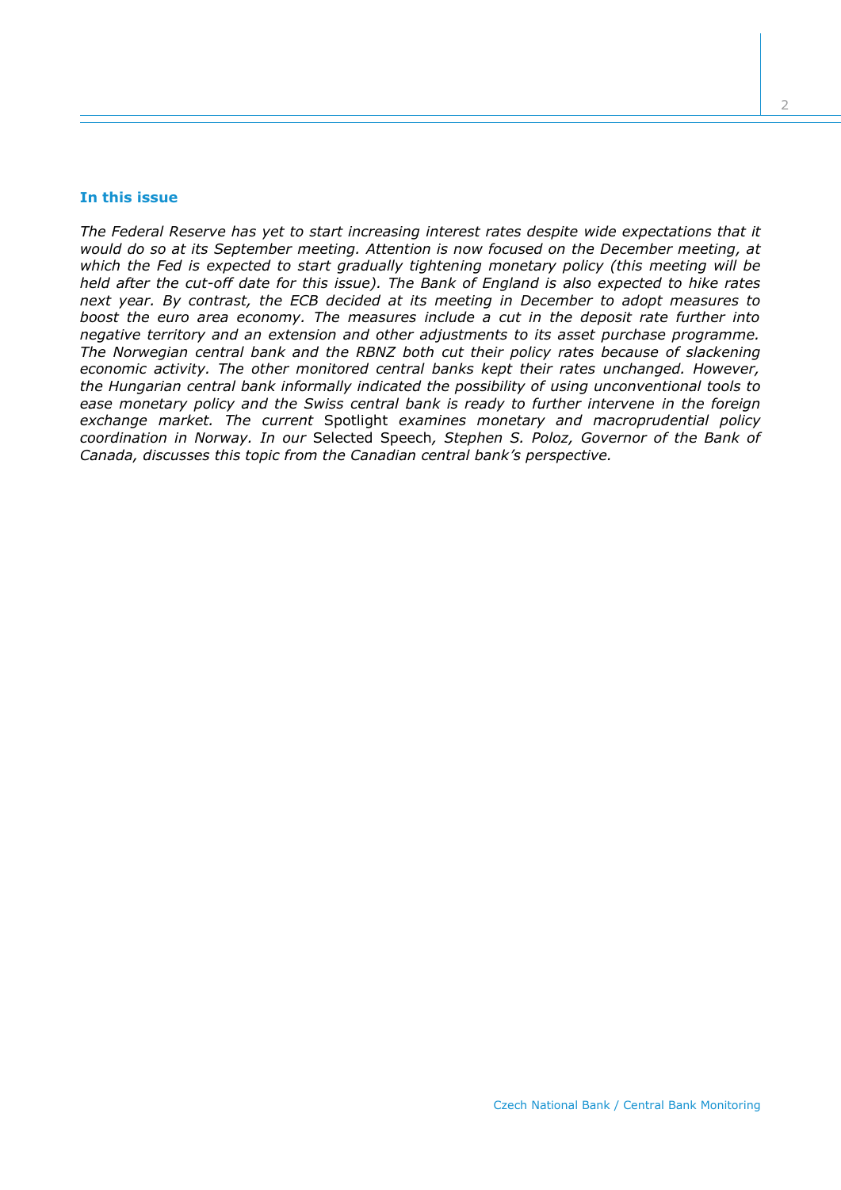## In this issue

*The Federal Reserve has yet to start increasing interest rates despite wide expectations that it would do so at its September meeting. Attention is now focused on the December meeting, at which the Fed is expected to start gradually tightening monetary policy (this meeting will be held after the cut-off date for this issue). The Bank of England is also expected to hike rates next year. By contrast, the ECB decided at its meeting in December to adopt measures to boost the euro area economy. The measures include a cut in the deposit rate further into negative territory and an extension and other adjustments to its asset purchase programme. The Norwegian central bank and the RBNZ both cut their policy rates because of slackening economic activity. The other monitored central banks kept their rates unchanged. However, the Hungarian central bank informally indicated the possibility of using unconventional tools to ease monetary policy and the Swiss central bank is ready to further intervene in the foreign exchange market. The current* Spotlight *examines monetary and macroprudential policy coordination in Norway. In our* Selected Speech*, Stephen S. Poloz, Governor of the Bank of Canada, discusses this topic from the Canadian central bank's perspective.*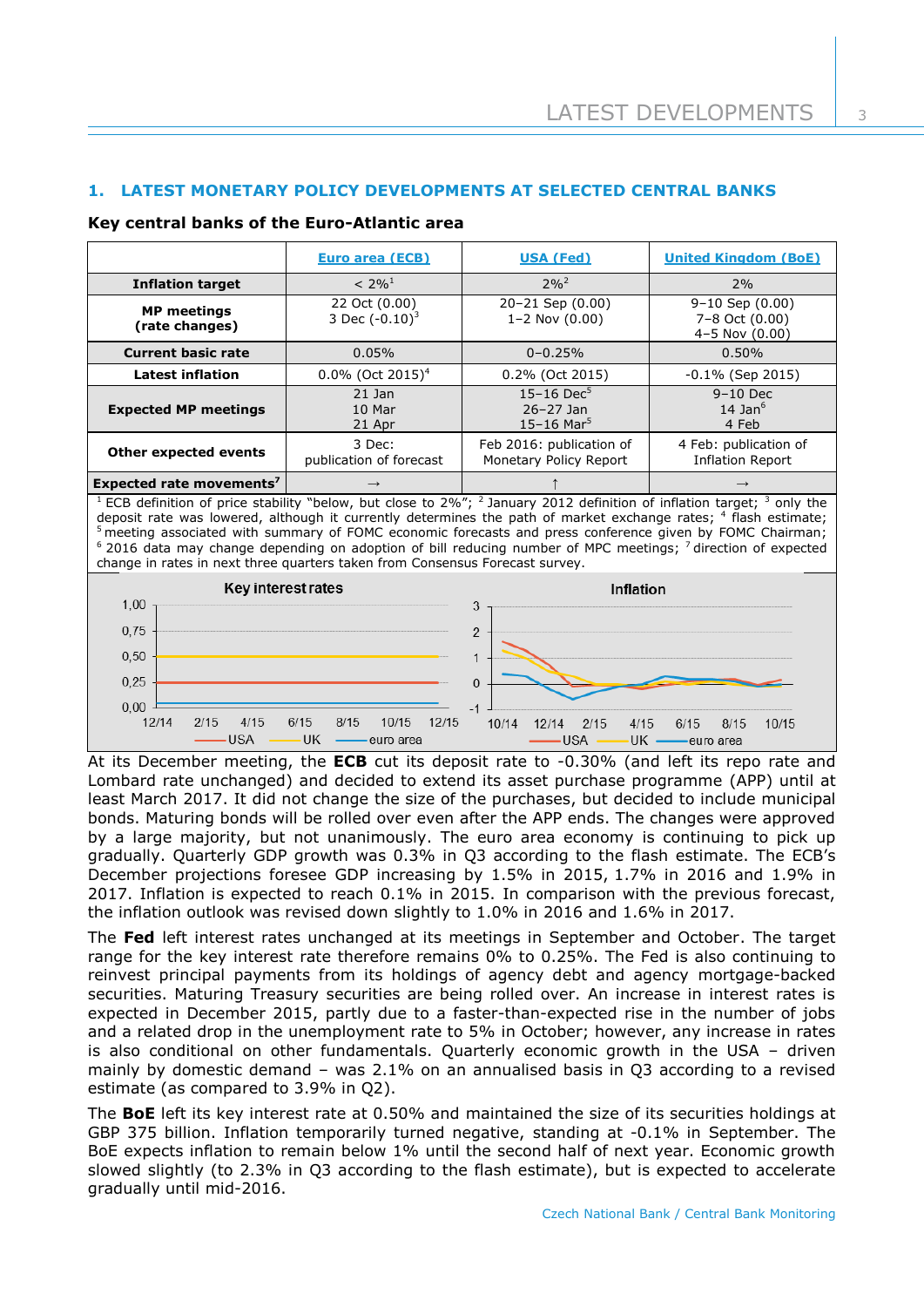## 1. LATEST MONETARY POLICY DEVELOPMENTS AT SELECTED CENTRAL BANKS

### Key central banks of the Euro-Atlantic area

| | Euro area (ECB) | USA (Fed) | United Kingdom (BoE) |
|---|---|---|---|
| **Inflation target** | < 2%[1] | 2%[2] | 2% |
| **MP meetings (rate changes)** | 22 Oct (0.00)<br>3 Dec (-0.10)[3] | 20–21 Sep (0.00)<br>1–2 Nov (0.00) | 9–10 Sep (0.00)<br>7–8 Oct (0.00)<br>4–5 Nov (0.00) |
| **Current basic rate** | 0.05% | 0–0.25% | 0.50% |
| **Latest inflation** | 0.0% (Oct 2015)[4] | 0.2% (Oct 2015) | -0.1% (Sep 2015) |
| **Expected MP meetings** | 21 Jan<br>10 Mar<br>21 Apr | 15–16 Dec[5]<br>26–27 Jan<br>15–16 Mar[5] | 9–10 Dec<br>14 Jan[6]<br>4 Feb |
| **Other expected events** | 3 Dec:<br>publication of forecast | Feb 2016: publication of Monetary Policy Report | 4 Feb: publication of Inflation Report |
| **Expected rate movements[7]** | → | ↑ | → |

[1] ECB definition of price stability "below, but close to 2%"; [2] January 2012 definition of inflation target; [3] only the deposit rate was lowered, although it currently determines the path of market exchange rates; [4] flash estimate; [5] meeting associated with summary of FOMC economic forecasts and press conference given by FOMC Chairman; [6] 2016 data may change depending on adoption of bill reducing number of MPC meetings; [7] direction of expected change in rates in next three quarters taken from Consensus Forecast survey.

At its December meeting, the **ECB** cut its deposit rate to -0.30% (and left its repo rate and Lombard rate unchanged) and decided to extend its asset purchase programme (APP) until at least March 2017. It did not change the size of the purchases, but decided to include municipal bonds. Maturing bonds will be rolled over even after the APP ends. The changes were approved by a large majority, but not unanimously. The euro area economy is continuing to pick up gradually. Quarterly GDP growth was 0.3% in Q3 according to the flash estimate. The ECB's December projections foresee GDP increasing by 1.5% in 2015, 1.7% in 2016 and 1.9% in 2017. Inflation is expected to reach 0.1% in 2015. In comparison with the previous forecast, the inflation outlook was revised down slightly to 1.0% in 2016 and 1.6% in 2017.

The **Fed** left interest rates unchanged at its meetings in September and October. The target range for the key interest rate therefore remains 0% to 0.25%. The Fed is also continuing to reinvest principal payments from its holdings of agency debt and agency mortgage-backed securities. Maturing Treasury securities are being rolled over. An increase in interest rates is expected in December 2015, partly due to a faster-than-expected rise in the number of jobs and a related drop in the unemployment rate to 5% in October; however, any increase in rates is also conditional on other fundamentals. Quarterly economic growth in the USA – driven mainly by domestic demand – was 2.1% on an annualised basis in Q3 according to a revised estimate (as compared to 3.9% in Q2).

The **BoE** left its key interest rate at 0.50% and maintained the size of its securities holdings at GBP 375 billion. Inflation temporarily turned negative, standing at -0.1% in September. The BoE expects inflation to remain below 1% until the second half of next year. Economic growth slowed slightly (to 2.3% in Q3 according to the flash estimate), but is expected to accelerate gradually until mid-2016.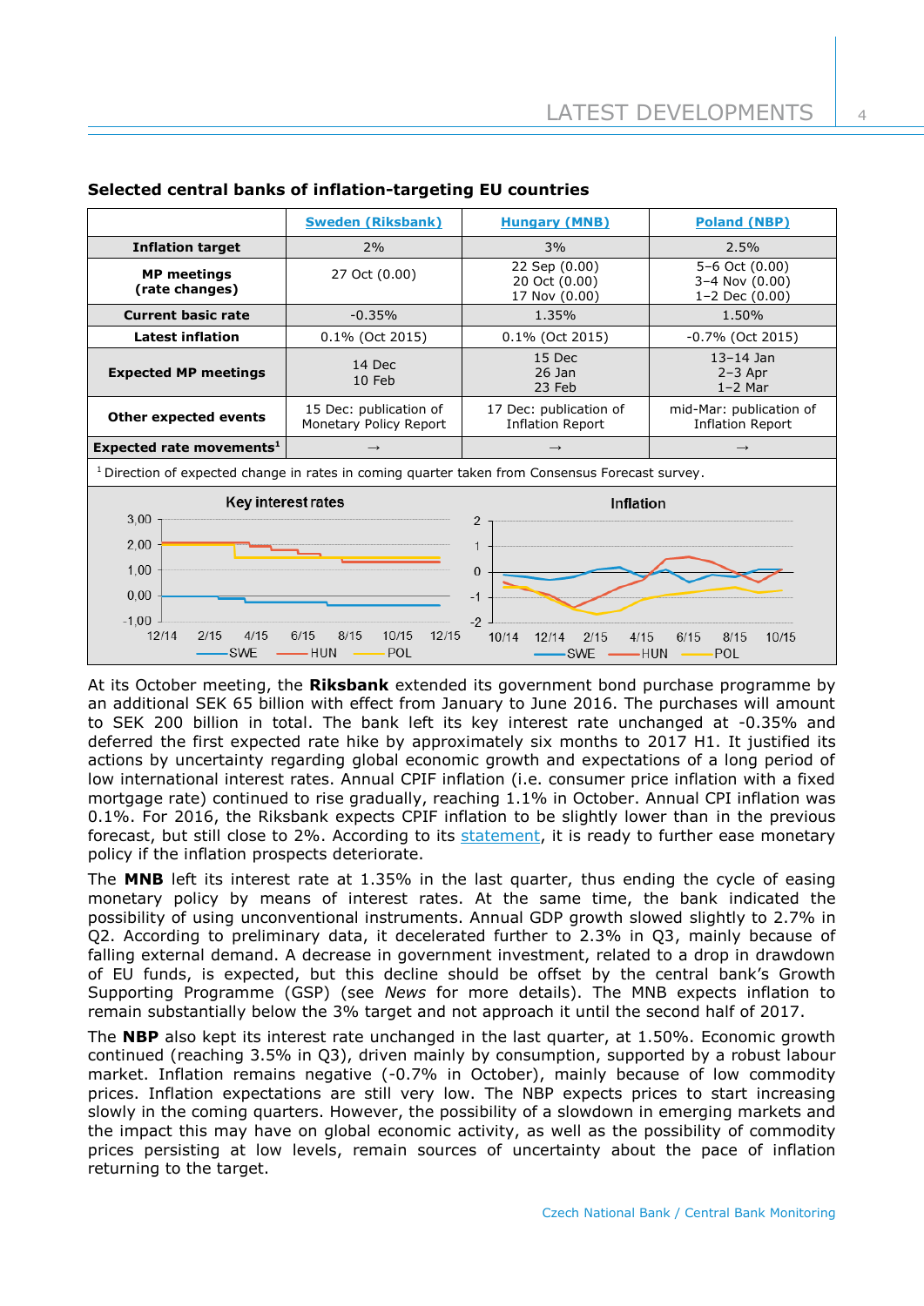**Selected central banks of inflation-targeting EU countries**

| | Sweden (Riksbank) | Hungary (MNB) | Poland (NBP) |
|---|---|---|---|
| **Inflation target** | 2% | 3% | 2.5% |
| **MP meetings (rate changes)** | 27 Oct (0.00) | 22 Sep (0.00)<br>20 Oct (0.00)<br>17 Nov (0.00) | 5–6 Oct (0.00)<br>3–4 Nov (0.00)<br>1–2 Dec (0.00) |
| **Current basic rate** | -0.35% | 1.35% | 1.50% |
| **Latest inflation** | 0.1% (Oct 2015) | 0.1% (Oct 2015) | -0.7% (Oct 2015) |
| **Expected MP meetings** | 14 Dec<br>10 Feb | 15 Dec<br>26 Jan<br>23 Feb | 13–14 Jan<br>2–3 Apr<br>1–2 Mar |
| **Other expected events** | 15 Dec: publication of Monetary Policy Report | 17 Dec: publication of Inflation Report | mid-Mar: publication of Inflation Report |
| **Expected rate movements**[1] | → | → | → |

[1] Direction of expected change in rates in coming quarter taken from Consensus Forecast survey.

At its October meeting, the **Riksbank** extended its government bond purchase programme by an additional SEK 65 billion with effect from January to June 2016. The purchases will amount to SEK 200 billion in total. The bank left its key interest rate unchanged at -0.35% and deferred the first expected rate hike by approximately six months to 2017 H1. It justified its actions by uncertainty regarding global economic growth and expectations of a long period of low international interest rates. Annual CPIF inflation (i.e. consumer price inflation with a fixed mortgage rate) continued to rise gradually, reaching 1.1% in October. Annual CPI inflation was 0.1%. For 2016, the Riksbank expects CPIF inflation to be slightly lower than in the previous forecast, but still close to 2%. According to its statement, it is ready to further ease monetary policy if the inflation prospects deteriorate.

The **MNB** left its interest rate at 1.35% in the last quarter, thus ending the cycle of easing monetary policy by means of interest rates. At the same time, the bank indicated the possibility of using unconventional instruments. Annual GDP growth slowed slightly to 2.7% in Q2. According to preliminary data, it decelerated further to 2.3% in Q3, mainly because of falling external demand. A decrease in government investment, related to a drop in drawdown of EU funds, is expected, but this decline should be offset by the central bank's Growth Supporting Programme (GSP) (see *News* for more details). The MNB expects inflation to remain substantially below the 3% target and not approach it until the second half of 2017.

The **NBP** also kept its interest rate unchanged in the last quarter, at 1.50%. Economic growth continued (reaching 3.5% in Q3), driven mainly by consumption, supported by a robust labour market. Inflation remains negative (-0.7% in October), mainly because of low commodity prices. Inflation expectations are still very low. The NBP expects prices to start increasing slowly in the coming quarters. However, the possibility of a slowdown in emerging markets and the impact this may have on global economic activity, as well as the possibility of commodity prices persisting at low levels, remain sources of uncertainty about the pace of inflation returning to the target.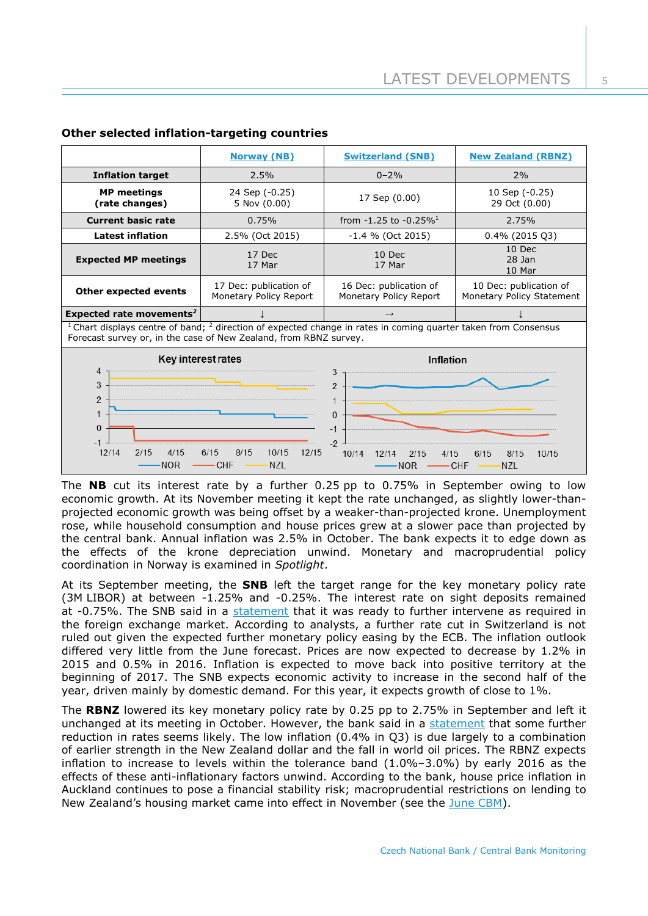### Other selected inflation-targeting countries

| | Norway (NB) | Switzerland (SNB) | New Zealand (RBNZ) |
|---|---|---|---|
| **Inflation target** | 2.5% | 0–2% | 2% |
| **MP meetings (rate changes)** | 24 Sep (-0.25)<br>5 Nov (0.00) | 17 Sep (0.00) | 10 Sep (-0.25)<br>29 Oct (0.00) |
| **Current basic rate** | 0.75% | from -1.25 to -0.25%[1] | 2.75% |
| **Latest inflation** | 2.5% (Oct 2015) | -1.4 % (Oct 2015) | 0.4% (2015 Q3) |
| **Expected MP meetings** | 17 Dec<br>17 Mar | 10 Dec<br>17 Mar | 10 Dec<br>28 Jan<br>10 Mar |
| **Other expected events** | 17 Dec: publication of Monetary Policy Report | 16 Dec: publication of Monetary Policy Report | 10 Dec: publication of Monetary Policy Statement |
| **Expected rate movements[2]** | ↓ | → | ↓ |

[1] Chart displays centre of band; [2] direction of expected change in rates in coming quarter taken from Consensus Forecast survey or, in the case of New Zealand, from RBNZ survey.

The **NB** cut its interest rate by a further 0.25 pp to 0.75% in September owing to low economic growth. At its November meeting it kept the rate unchanged, as slightly lower-than-projected economic growth was being offset by a weaker-than-projected krone. Unemployment rose, while household consumption and house prices grew at a slower pace than projected by the central bank. Annual inflation was 2.5% in October. The bank expects it to edge down as the effects of the krone depreciation unwind. Monetary and macroprudential policy coordination in Norway is examined in *Spotlight*.

At its September meeting, the **SNB** left the target range for the key monetary policy rate (3M LIBOR) at between -1.25% and -0.25%. The interest rate on sight deposits remained at -0.75%. The SNB said in a statement that it was ready to further intervene as required in the foreign exchange market. According to analysts, a further rate cut in Switzerland is not ruled out given the expected further monetary policy easing by the ECB. The inflation outlook differed very little from the June forecast. Prices are now expected to decrease by 1.2% in 2015 and 0.5% in 2016. Inflation is expected to move back into positive territory at the beginning of 2017. The SNB expects economic activity to increase in the second half of the year, driven mainly by domestic demand. For this year, it expects growth of close to 1%.

The **RBNZ** lowered its key monetary policy rate by 0.25 pp to 2.75% in September and left it unchanged at its meeting in October. However, the bank said in a statement that some further reduction in rates seems likely. The low inflation (0.4% in Q3) is due largely to a combination of earlier strength in the New Zealand dollar and the fall in world oil prices. The RBNZ expects inflation to increase to levels within the tolerance band (1.0%–3.0%) by early 2016 as the effects of these anti-inflationary factors unwind. According to the bank, house price inflation in Auckland continues to pose a financial stability risk; macroprudential restrictions on lending to New Zealand's housing market came into effect in November (see the June CBM).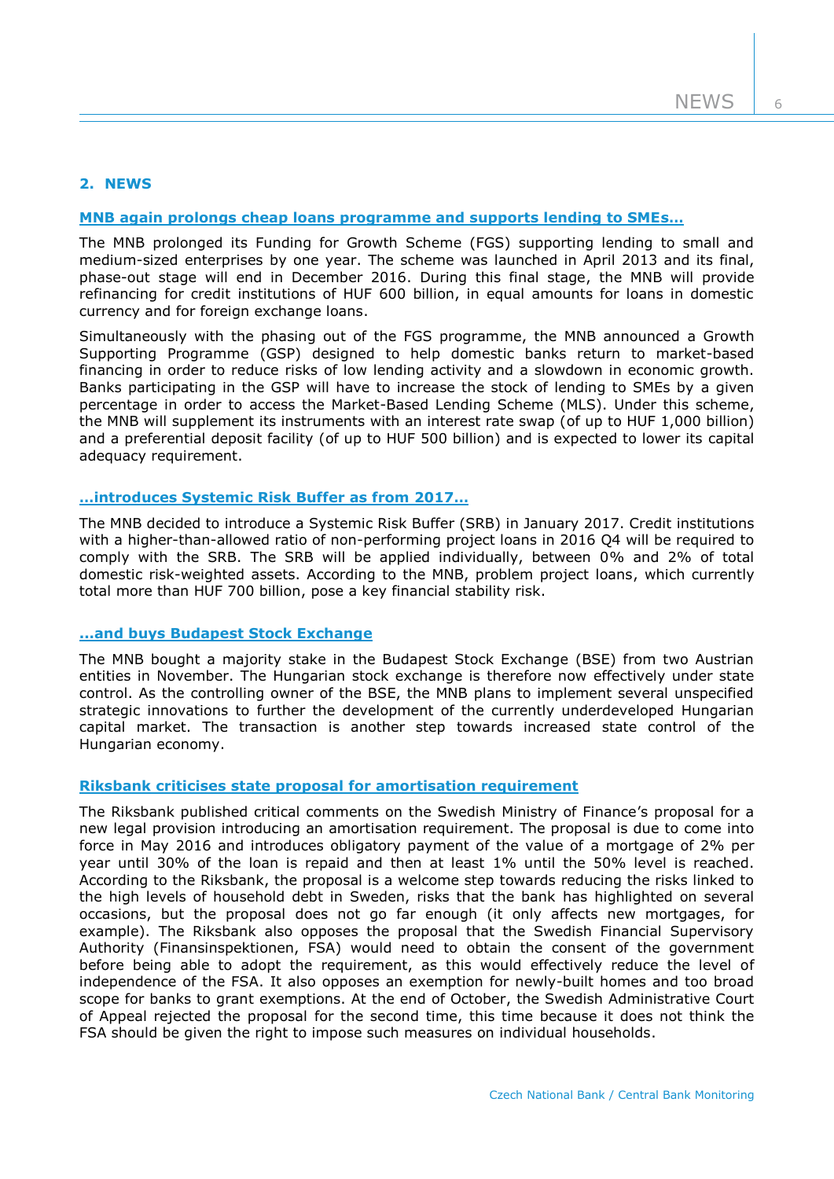## 2. NEWS

### MNB again prolongs cheap loans programme and supports lending to SMEs…

The MNB prolonged its Funding for Growth Scheme (FGS) supporting lending to small and medium-sized enterprises by one year. The scheme was launched in April 2013 and its final, phase-out stage will end in December 2016. During this final stage, the MNB will provide refinancing for credit institutions of HUF 600 billion, in equal amounts for loans in domestic currency and for foreign exchange loans.

Simultaneously with the phasing out of the FGS programme, the MNB announced a Growth Supporting Programme (GSP) designed to help domestic banks return to market-based financing in order to reduce risks of low lending activity and a slowdown in economic growth. Banks participating in the GSP will have to increase the stock of lending to SMEs by a given percentage in order to access the Market-Based Lending Scheme (MLS). Under this scheme, the MNB will supplement its instruments with an interest rate swap (of up to HUF 1,000 billion) and a preferential deposit facility (of up to HUF 500 billion) and is expected to lower its capital adequacy requirement.

### …introduces Systemic Risk Buffer as from 2017…

The MNB decided to introduce a Systemic Risk Buffer (SRB) in January 2017. Credit institutions with a higher-than-allowed ratio of non-performing project loans in 2016 Q4 will be required to comply with the SRB. The SRB will be applied individually, between 0% and 2% of total domestic risk-weighted assets. According to the MNB, problem project loans, which currently total more than HUF 700 billion, pose a key financial stability risk.

### …and buys Budapest Stock Exchange

The MNB bought a majority stake in the Budapest Stock Exchange (BSE) from two Austrian entities in November. The Hungarian stock exchange is therefore now effectively under state control. As the controlling owner of the BSE, the MNB plans to implement several unspecified strategic innovations to further the development of the currently underdeveloped Hungarian capital market. The transaction is another step towards increased state control of the Hungarian economy.

### Riksbank criticises state proposal for amortisation requirement

The Riksbank published critical comments on the Swedish Ministry of Finance's proposal for a new legal provision introducing an amortisation requirement. The proposal is due to come into force in May 2016 and introduces obligatory payment of the value of a mortgage of 2% per year until 30% of the loan is repaid and then at least 1% until the 50% level is reached. According to the Riksbank, the proposal is a welcome step towards reducing the risks linked to the high levels of household debt in Sweden, risks that the bank has highlighted on several occasions, but the proposal does not go far enough (it only affects new mortgages, for example). The Riksbank also opposes the proposal that the Swedish Financial Supervisory Authority (Finansinspektionen, FSA) would need to obtain the consent of the government before being able to adopt the requirement, as this would effectively reduce the level of independence of the FSA. It also opposes an exemption for newly-built homes and too broad scope for banks to grant exemptions. At the end of October, the Swedish Administrative Court of Appeal rejected the proposal for the second time, this time because it does not think the FSA should be given the right to impose such measures on individual households.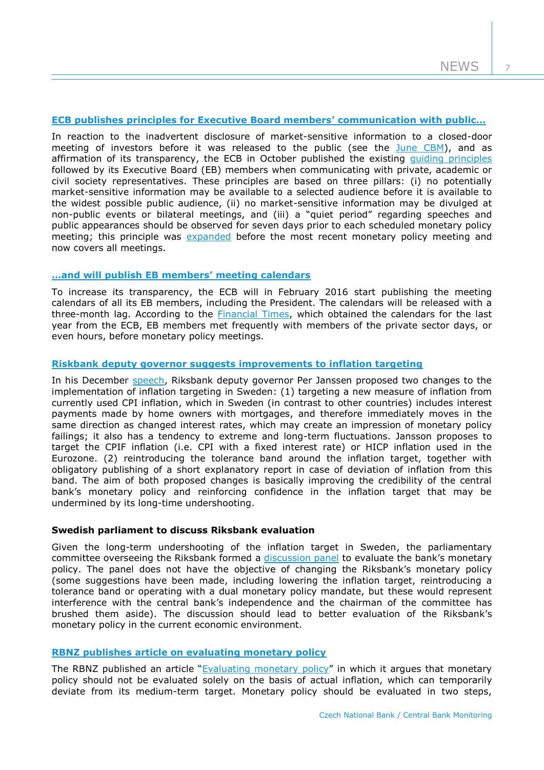### ECB publishes principles for Executive Board members' communication with public…

In reaction to the inadvertent disclosure of market-sensitive information to a closed-door meeting of investors before it was released to the public (see the June CBM), and as affirmation of its transparency, the ECB in October published the existing guiding principles followed by its Executive Board (EB) members when communicating with private, academic or civil society representatives. These principles are based on three pillars: (i) no potentially market-sensitive information may be available to a selected audience before it is available to the widest possible public audience, (ii) no market-sensitive information may be divulged at non-public events or bilateral meetings, and (iii) a "quiet period" regarding speeches and public appearances should be observed for seven days prior to each scheduled monetary policy meeting; this principle was expanded before the most recent monetary policy meeting and now covers all meetings.

### …and will publish EB members' meeting calendars

To increase its transparency, the ECB will in February 2016 start publishing the meeting calendars of all its EB members, including the President. The calendars will be released with a three-month lag. According to the Financial Times, which obtained the calendars for the last year from the ECB, EB members met frequently with members of the private sector days, or even hours, before monetary policy meetings.

### Riksbank deputy governor suggests improvements to inflation targeting

In his December speech, Riksbank deputy governor Per Janssen proposed two changes to the implementation of inflation targeting in Sweden: (1) targeting a new measure of inflation from currently used CPI inflation, which in Sweden (in contrast to other countries) includes interest payments made by home owners with mortgages, and therefore immediately moves in the same direction as changed interest rates, which may create an impression of monetary policy failings; it also has a tendency to extreme and long-term fluctuations. Jansson proposes to target the CPIF inflation (i.e. CPI with a fixed interest rate) or HICP inflation used in the Eurozone. (2) reintroducing the tolerance band around the inflation target, together with obligatory publishing of a short explanatory report in case of deviation of inflation from this band. The aim of both proposed changes is basically improving the credibility of the central bank's monetary policy and reinforcing confidence in the inflation target that may be undermined by its long-time undershooting.

### Swedish parliament to discuss Riksbank evaluation

Given the long-term undershooting of the inflation target in Sweden, the parliamentary committee overseeing the Riksbank formed a discussion panel to evaluate the bank's monetary policy. The panel does not have the objective of changing the Riksbank's monetary policy (some suggestions have been made, including lowering the inflation target, reintroducing a tolerance band or operating with a dual monetary policy mandate, but these would represent interference with the central bank's independence and the chairman of the committee has brushed them aside). The discussion should lead to better evaluation of the Riksbank's monetary policy in the current economic environment.

### RBNZ publishes article on evaluating monetary policy

The RBNZ published an article "Evaluating monetary policy" in which it argues that monetary policy should not be evaluated solely on the basis of actual inflation, which can temporarily deviate from its medium-term target. Monetary policy should be evaluated in two steps,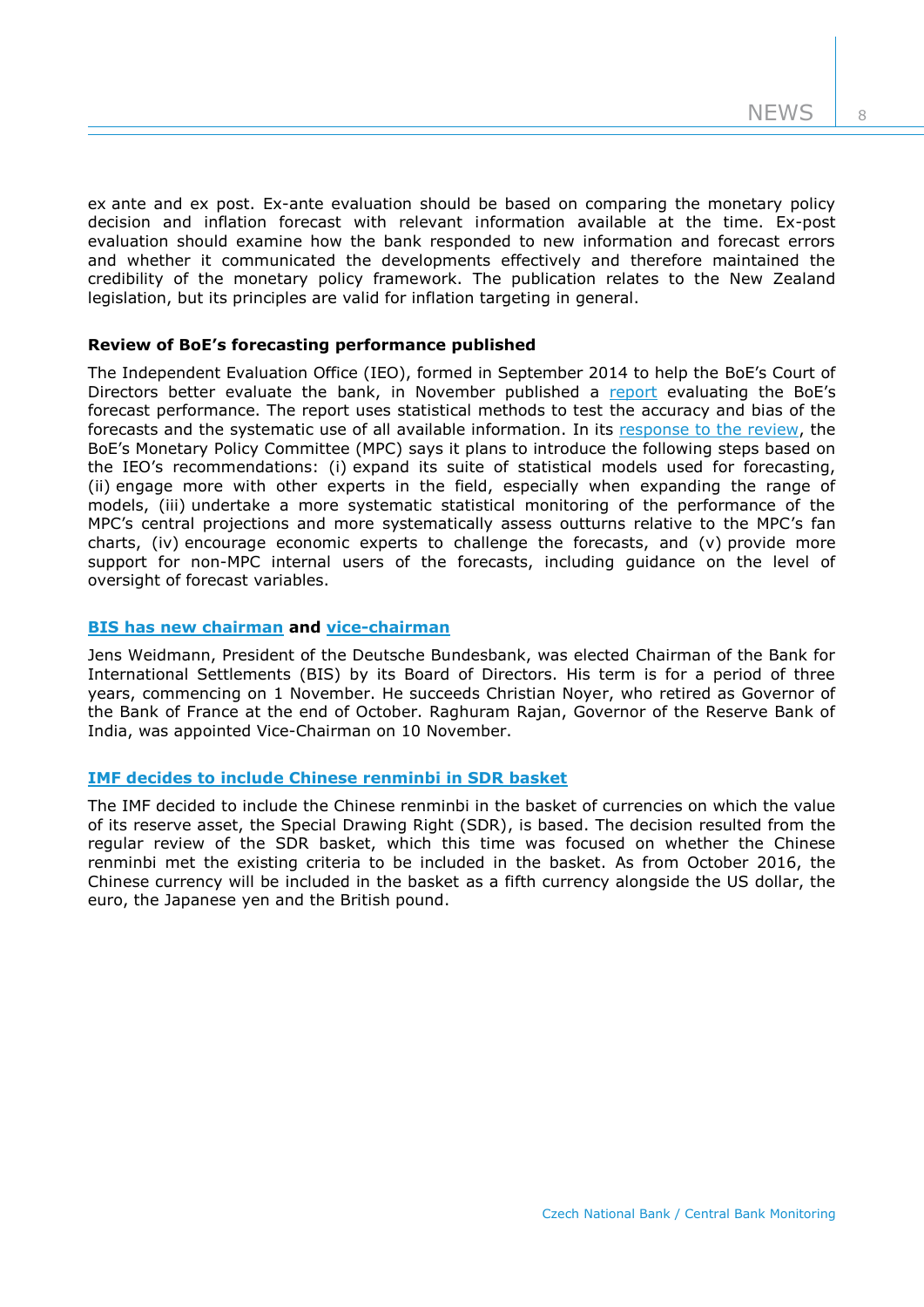ex ante and ex post. Ex-ante evaluation should be based on comparing the monetary policy decision and inflation forecast with relevant information available at the time. Ex-post evaluation should examine how the bank responded to new information and forecast errors and whether it communicated the developments effectively and therefore maintained the credibility of the monetary policy framework. The publication relates to the New Zealand legislation, but its principles are valid for inflation targeting in general.

### Review of BoE's forecasting performance published

The Independent Evaluation Office (IEO), formed in September 2014 to help the BoE's Court of Directors better evaluate the bank, in November published a report evaluating the BoE's forecast performance. The report uses statistical methods to test the accuracy and bias of the forecasts and the systematic use of all available information. In its response to the review, the BoE's Monetary Policy Committee (MPC) says it plans to introduce the following steps based on the IEO's recommendations: (i) expand its suite of statistical models used for forecasting, (ii) engage more with other experts in the field, especially when expanding the range of models, (iii) undertake a more systematic statistical monitoring of the performance of the MPC's central projections and more systematically assess outturns relative to the MPC's fan charts, (iv) encourage economic experts to challenge the forecasts, and (v) provide more support for non-MPC internal users of the forecasts, including guidance on the level of oversight of forecast variables.

### BIS has new chairman and vice-chairman

Jens Weidmann, President of the Deutsche Bundesbank, was elected Chairman of the Bank for International Settlements (BIS) by its Board of Directors. His term is for a period of three years, commencing on 1 November. He succeeds Christian Noyer, who retired as Governor of the Bank of France at the end of October. Raghuram Rajan, Governor of the Reserve Bank of India, was appointed Vice-Chairman on 10 November.

### IMF decides to include Chinese renminbi in SDR basket

The IMF decided to include the Chinese renminbi in the basket of currencies on which the value of its reserve asset, the Special Drawing Right (SDR), is based. The decision resulted from the regular review of the SDR basket, which this time was focused on whether the Chinese renminbi met the existing criteria to be included in the basket. As from October 2016, the Chinese currency will be included in the basket as a fifth currency alongside the US dollar, the euro, the Japanese yen and the British pound.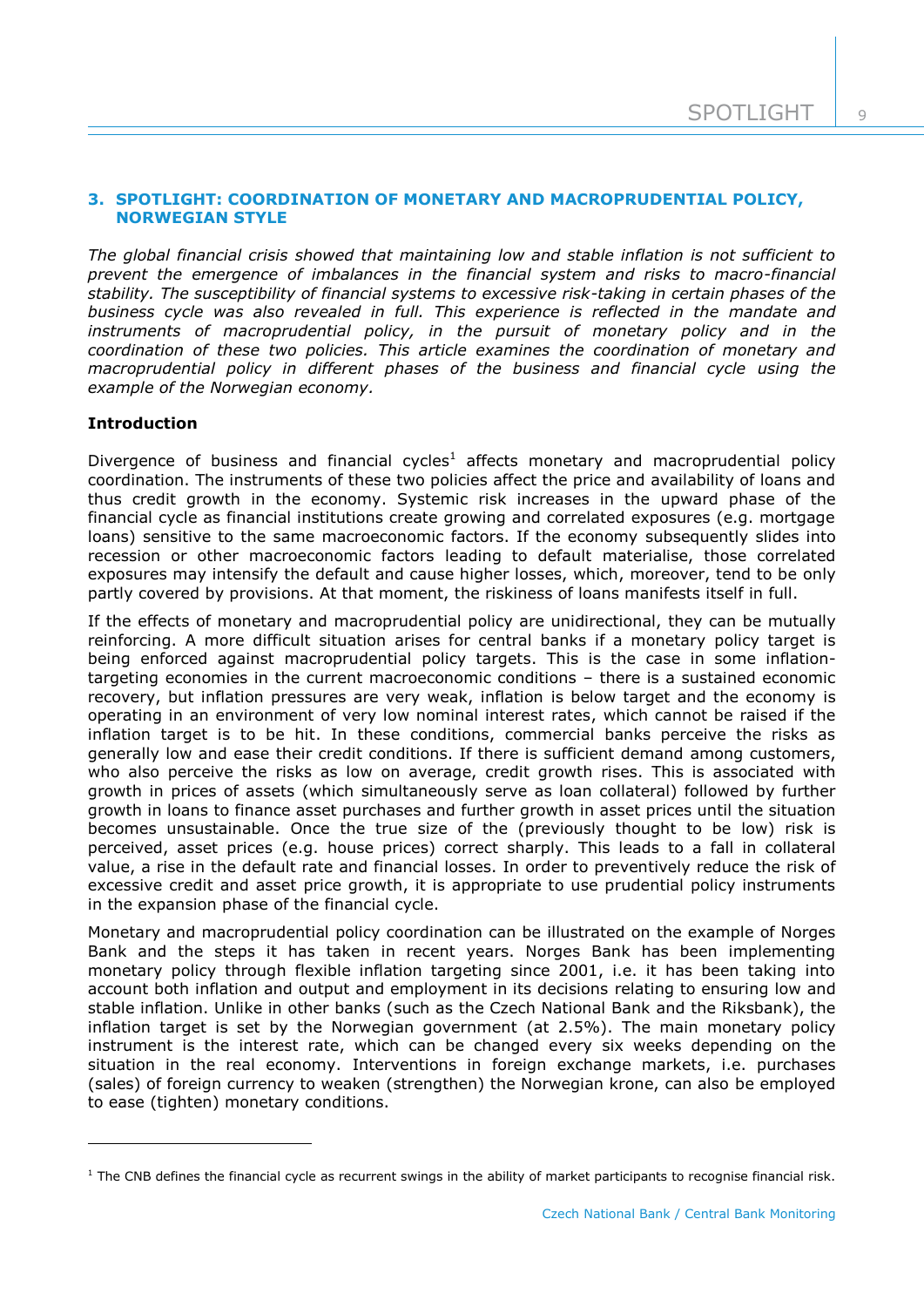## 3. SPOTLIGHT: COORDINATION OF MONETARY AND MACROPRUDENTIAL POLICY, NORWEGIAN STYLE

*The global financial crisis showed that maintaining low and stable inflation is not sufficient to prevent the emergence of imbalances in the financial system and risks to macro-financial stability. The susceptibility of financial systems to excessive risk-taking in certain phases of the business cycle was also revealed in full. This experience is reflected in the mandate and instruments of macroprudential policy, in the pursuit of monetary policy and in the coordination of these two policies. This article examines the coordination of monetary and macroprudential policy in different phases of the business and financial cycle using the example of the Norwegian economy.*

### Introduction

Divergence of business and financial cycles[1] affects monetary and macroprudential policy coordination. The instruments of these two policies affect the price and availability of loans and thus credit growth in the economy. Systemic risk increases in the upward phase of the financial cycle as financial institutions create growing and correlated exposures (e.g. mortgage loans) sensitive to the same macroeconomic factors. If the economy subsequently slides into recession or other macroeconomic factors leading to default materialise, those correlated exposures may intensify the default and cause higher losses, which, moreover, tend to be only partly covered by provisions. At that moment, the riskiness of loans manifests itself in full.

If the effects of monetary and macroprudential policy are unidirectional, they can be mutually reinforcing. A more difficult situation arises for central banks if a monetary policy target is being enforced against macroprudential policy targets. This is the case in some inflation-targeting economies in the current macroeconomic conditions – there is a sustained economic recovery, but inflation pressures are very weak, inflation is below target and the economy is operating in an environment of very low nominal interest rates, which cannot be raised if the inflation target is to be hit. In these conditions, commercial banks perceive the risks as generally low and ease their credit conditions. If there is sufficient demand among customers, who also perceive the risks as low on average, credit growth rises. This is associated with growth in prices of assets (which simultaneously serve as loan collateral) followed by further growth in loans to finance asset purchases and further growth in asset prices until the situation becomes unsustainable. Once the true size of the (previously thought to be low) risk is perceived, asset prices (e.g. house prices) correct sharply. This leads to a fall in collateral value, a rise in the default rate and financial losses. In order to preventively reduce the risk of excessive credit and asset price growth, it is appropriate to use prudential policy instruments in the expansion phase of the financial cycle.

Monetary and macroprudential policy coordination can be illustrated on the example of Norges Bank and the steps it has taken in recent years. Norges Bank has been implementing monetary policy through flexible inflation targeting since 2001, i.e. it has been taking into account both inflation and output and employment in its decisions relating to ensuring low and stable inflation. Unlike in other banks (such as the Czech National Bank and the Riksbank), the inflation target is set by the Norwegian government (at 2.5%). The main monetary policy instrument is the interest rate, which can be changed every six weeks depending on the situation in the real economy. Interventions in foreign exchange markets, i.e. purchases (sales) of foreign currency to weaken (strengthen) the Norwegian krone, can also be employed to ease (tighten) monetary conditions.

[1] The CNB defines the financial cycle as recurrent swings in the ability of market participants to recognise financial risk.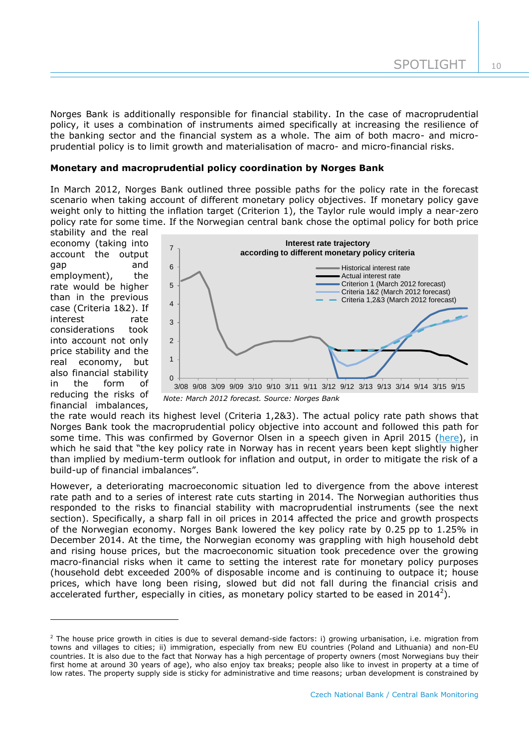Norges Bank is additionally responsible for financial stability. In the case of macroprudential policy, it uses a combination of instruments aimed specifically at increasing the resilience of the banking sector and the financial system as a whole. The aim of both macro- and micro-prudential policy is to limit growth and materialisation of macro- and micro-financial risks.

**Monetary and macroprudential policy coordination by Norges Bank**

In March 2012, Norges Bank outlined three possible paths for the policy rate in the forecast scenario when taking account of different monetary policy objectives. If monetary policy gave weight only to hitting the inflation target (Criterion 1), the Taylor rule would imply a near-zero policy rate for some time. If the Norwegian central bank chose the optimal policy for both price stability and the real economy (taking into account the output gap and employment), the rate would be higher than in the previous case (Criteria 1&2). If interest rate considerations took into account not only price stability and the real economy, but also financial stability in the form of reducing the risks of financial imbalances, the rate would reach its highest level (Criteria 1,2&3). The actual policy rate path shows that Norges Bank took the macroprudential policy objective into account and followed this path for some time. This was confirmed by Governor Olsen in a speech given in April 2015 (here), in which he said that "the key policy rate in Norway has in recent years been kept slightly higher than implied by medium-term outlook for inflation and output, in order to mitigate the risk of a build-up of financial imbalances".

**Interest rate trajectory according to different monetary policy criteria**

*Note: March 2012 forecast. Source: Norges Bank*

However, a deteriorating macroeconomic situation led to divergence from the above interest rate path and to a series of interest rate cuts starting in 2014. The Norwegian authorities thus responded to the risks to financial stability with macroprudential instruments (see the next section). Specifically, a sharp fall in oil prices in 2014 affected the price and growth prospects of the Norwegian economy. Norges Bank lowered the key policy rate by 0.25 pp to 1.25% in December 2014. At the time, the Norwegian economy was grappling with high household debt and rising house prices, but the macroeconomic situation took precedence over the growing macro-financial risks when it came to setting the interest rate for monetary policy purposes (household debt exceeded 200% of disposable income and is continuing to outpace it; house prices, which have long been rising, slowed but did not fall during the financial crisis and accelerated further, especially in cities, as monetary policy started to be eased in 2014[2]).

[2] The house price growth in cities is due to several demand-side factors: i) growing urbanisation, i.e. migration from towns and villages to cities; ii) immigration, especially from new EU countries (Poland and Lithuania) and non-EU countries. It is also due to the fact that Norway has a high percentage of property owners (most Norwegians buy their first home at around 30 years of age), who also enjoy tax breaks; people also like to invest in property at a time of low rates. The property supply side is sticky for administrative and time reasons; urban development is constrained by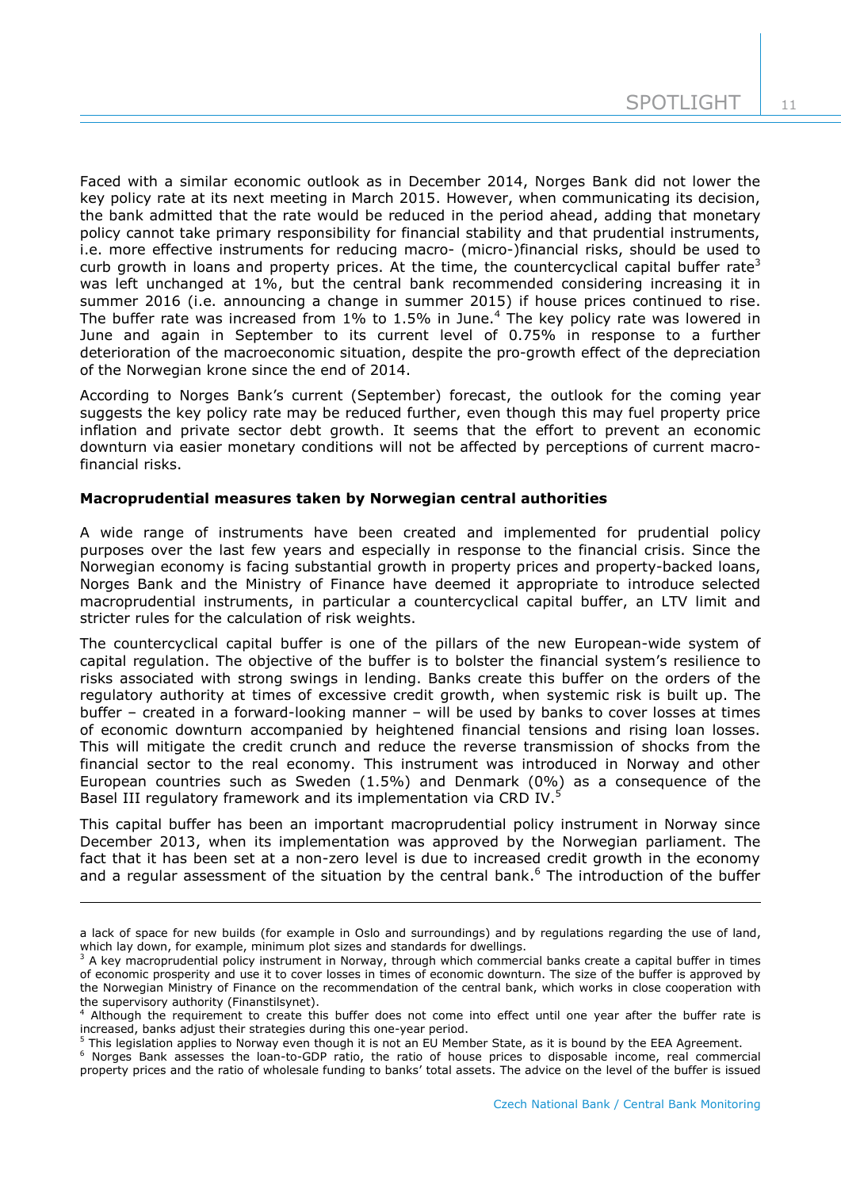Faced with a similar economic outlook as in December 2014, Norges Bank did not lower the key policy rate at its next meeting in March 2015. However, when communicating its decision, the bank admitted that the rate would be reduced in the period ahead, adding that monetary policy cannot take primary responsibility for financial stability and that prudential instruments, i.e. more effective instruments for reducing macro- (micro-)financial risks, should be used to curb growth in loans and property prices. At the time, the countercyclical capital buffer rate[3] was left unchanged at 1%, but the central bank recommended considering increasing it in summer 2016 (i.e. announcing a change in summer 2015) if house prices continued to rise. The buffer rate was increased from 1% to 1.5% in June.[4] The key policy rate was lowered in June and again in September to its current level of 0.75% in response to a further deterioration of the macroeconomic situation, despite the pro-growth effect of the depreciation of the Norwegian krone since the end of 2014.

According to Norges Bank's current (September) forecast, the outlook for the coming year suggests the key policy rate may be reduced further, even though this may fuel property price inflation and private sector debt growth. It seems that the effort to prevent an economic downturn via easier monetary conditions will not be affected by perceptions of current macro-financial risks.

**Macroprudential measures taken by Norwegian central authorities**

A wide range of instruments have been created and implemented for prudential policy purposes over the last few years and especially in response to the financial crisis. Since the Norwegian economy is facing substantial growth in property prices and property-backed loans, Norges Bank and the Ministry of Finance have deemed it appropriate to introduce selected macroprudential instruments, in particular a countercyclical capital buffer, an LTV limit and stricter rules for the calculation of risk weights.

The countercyclical capital buffer is one of the pillars of the new European-wide system of capital regulation. The objective of the buffer is to bolster the financial system's resilience to risks associated with strong swings in lending. Banks create this buffer on the orders of the regulatory authority at times of excessive credit growth, when systemic risk is built up. The buffer – created in a forward-looking manner – will be used by banks to cover losses at times of economic downturn accompanied by heightened financial tensions and rising loan losses. This will mitigate the credit crunch and reduce the reverse transmission of shocks from the financial sector to the real economy. This instrument was introduced in Norway and other European countries such as Sweden (1.5%) and Denmark (0%) as a consequence of the Basel III regulatory framework and its implementation via CRD IV.[5]

This capital buffer has been an important macroprudential policy instrument in Norway since December 2013, when its implementation was approved by the Norwegian parliament. The fact that it has been set at a non-zero level is due to increased credit growth in the economy and a regular assessment of the situation by the central bank.[6] The introduction of the buffer

---

a lack of space for new builds (for example in Oslo and surroundings) and by regulations regarding the use of land, which lay down, for example, minimum plot sizes and standards for dwellings.

[3] A key macroprudential policy instrument in Norway, through which commercial banks create a capital buffer in times of economic prosperity and use it to cover losses in times of economic downturn. The size of the buffer is approved by the Norwegian Ministry of Finance on the recommendation of the central bank, which works in close cooperation with the supervisory authority (Finanstilsynet).

[4] Although the requirement to create this buffer does not come into effect until one year after the buffer rate is increased, banks adjust their strategies during this one-year period.

[5] This legislation applies to Norway even though it is not an EU Member State, as it is bound by the EEA Agreement.

[6] Norges Bank assesses the loan-to-GDP ratio, the ratio of house prices to disposable income, real commercial property prices and the ratio of wholesale funding to banks' total assets. The advice on the level of the buffer is issued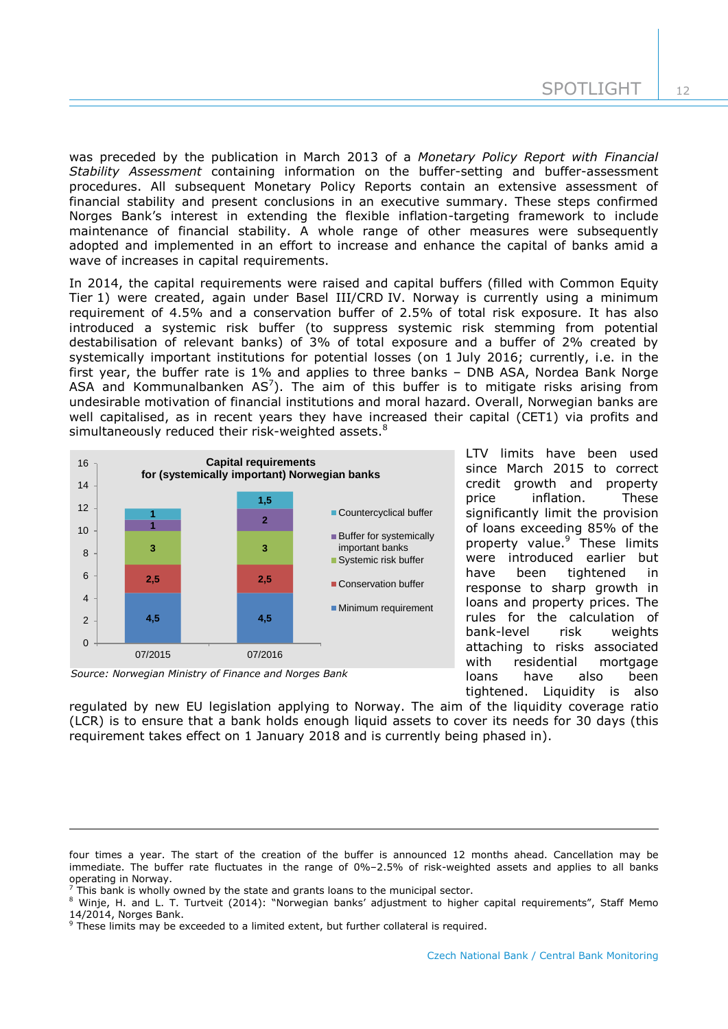was preceded by the publication in March 2013 of a *Monetary Policy Report with Financial Stability Assessment* containing information on the buffer-setting and buffer-assessment procedures. All subsequent Monetary Policy Reports contain an extensive assessment of financial stability and present conclusions in an executive summary. These steps confirmed Norges Bank's interest in extending the flexible inflation-targeting framework to include maintenance of financial stability. A whole range of other measures were subsequently adopted and implemented in an effort to increase and enhance the capital of banks amid a wave of increases in capital requirements.

In 2014, the capital requirements were raised and capital buffers (filled with Common Equity Tier 1) were created, again under Basel III/CRD IV. Norway is currently using a minimum requirement of 4.5% and a conservation buffer of 2.5% of total risk exposure. It has also introduced a systemic risk buffer (to suppress systemic risk stemming from potential destabilisation of relevant banks) of 3% of total exposure and a buffer of 2% created by systemically important institutions for potential losses (on 1 July 2016; currently, i.e. in the first year, the buffer rate is 1% and applies to three banks – DNB ASA, Nordea Bank Norge ASA and Kommunalbanken AS[7]). The aim of this buffer is to mitigate risks arising from undesirable motivation of financial institutions and moral hazard. Overall, Norwegian banks are well capitalised, as in recent years they have increased their capital (CET1) via profits and simultaneously reduced their risk-weighted assets.[8]

**Capital requirements for (systemically important) Norwegian banks**

| | 07/2015 | 07/2016 |
|---|---|---|
| Minimum requirement | 4,5 | 4,5 |
| Conservation buffer | 2,5 | 2,5 |
| Systemic risk buffer | 3 | 3 |
| Buffer for systemically important banks | 1 | 2 |
| Countercyclical buffer | 1 | 1,5 |

*Source: Norwegian Ministry of Finance and Norges Bank*

LTV limits have been used since March 2015 to correct credit growth and property price inflation. These significantly limit the provision of loans exceeding 85% of the property value.[9] These limits were introduced earlier but have been tightened in response to sharp growth in loans and property prices. The rules for the calculation of bank-level risk weights attaching to risks associated with residential mortgage loans have also been tightened. Liquidity is also regulated by new EU legislation applying to Norway. The aim of the liquidity coverage ratio (LCR) is to ensure that a bank holds enough liquid assets to cover its needs for 30 days (this requirement takes effect on 1 January 2018 and is currently being phased in).

---

four times a year. The start of the creation of the buffer is announced 12 months ahead. Cancellation may be immediate. The buffer rate fluctuates in the range of 0%–2.5% of risk-weighted assets and applies to all banks operating in Norway.

[7] This bank is wholly owned by the state and grants loans to the municipal sector.

[8] Winje, H. and L. T. Turtveit (2014): "Norwegian banks' adjustment to higher capital requirements", Staff Memo 14/2014, Norges Bank.

[9] These limits may be exceeded to a limited extent, but further collateral is required.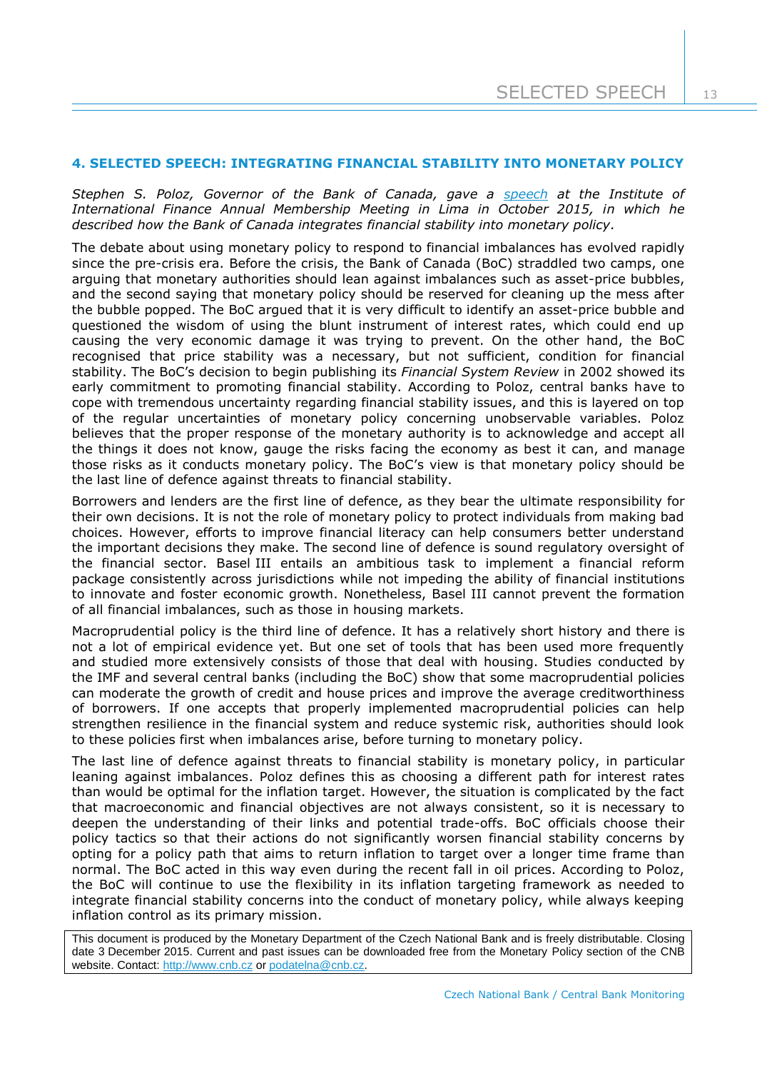## 4. SELECTED SPEECH: INTEGRATING FINANCIAL STABILITY INTO MONETARY POLICY

*Stephen S. Poloz, Governor of the Bank of Canada, gave a speech at the Institute of International Finance Annual Membership Meeting in Lima in October 2015, in which he described how the Bank of Canada integrates financial stability into monetary policy.*

The debate about using monetary policy to respond to financial imbalances has evolved rapidly since the pre-crisis era. Before the crisis, the Bank of Canada (BoC) straddled two camps, one arguing that monetary authorities should lean against imbalances such as asset-price bubbles, and the second saying that monetary policy should be reserved for cleaning up the mess after the bubble popped. The BoC argued that it is very difficult to identify an asset-price bubble and questioned the wisdom of using the blunt instrument of interest rates, which could end up causing the very economic damage it was trying to prevent. On the other hand, the BoC recognised that price stability was a necessary, but not sufficient, condition for financial stability. The BoC's decision to begin publishing its *Financial System Review* in 2002 showed its early commitment to promoting financial stability. According to Poloz, central banks have to cope with tremendous uncertainty regarding financial stability issues, and this is layered on top of the regular uncertainties of monetary policy concerning unobservable variables. Poloz believes that the proper response of the monetary authority is to acknowledge and accept all the things it does not know, gauge the risks facing the economy as best it can, and manage those risks as it conducts monetary policy. The BoC's view is that monetary policy should be the last line of defence against threats to financial stability.

Borrowers and lenders are the first line of defence, as they bear the ultimate responsibility for their own decisions. It is not the role of monetary policy to protect individuals from making bad choices. However, efforts to improve financial literacy can help consumers better understand the important decisions they make. The second line of defence is sound regulatory oversight of the financial sector. Basel III entails an ambitious task to implement a financial reform package consistently across jurisdictions while not impeding the ability of financial institutions to innovate and foster economic growth. Nonetheless, Basel III cannot prevent the formation of all financial imbalances, such as those in housing markets.

Macroprudential policy is the third line of defence. It has a relatively short history and there is not a lot of empirical evidence yet. But one set of tools that has been used more frequently and studied more extensively consists of those that deal with housing. Studies conducted by the IMF and several central banks (including the BoC) show that some macroprudential policies can moderate the growth of credit and house prices and improve the average creditworthiness of borrowers. If one accepts that properly implemented macroprudential policies can help strengthen resilience in the financial system and reduce systemic risk, authorities should look to these policies first when imbalances arise, before turning to monetary policy.

The last line of defence against threats to financial stability is monetary policy, in particular leaning against imbalances. Poloz defines this as choosing a different path for interest rates than would be optimal for the inflation target. However, the situation is complicated by the fact that macroeconomic and financial objectives are not always consistent, so it is necessary to deepen the understanding of their links and potential trade-offs. BoC officials choose their policy tactics so that their actions do not significantly worsen financial stability concerns by opting for a policy path that aims to return inflation to target over a longer time frame than normal. The BoC acted in this way even during the recent fall in oil prices. According to Poloz, the BoC will continue to use the flexibility in its inflation targeting framework as needed to integrate financial stability concerns into the conduct of monetary policy, while always keeping inflation control as its primary mission.

This document is produced by the Monetary Department of the Czech National Bank and is freely distributable. Closing date 3 December 2015. Current and past issues can be downloaded free from the Monetary Policy section of the CNB website. Contact: http://www.cnb.cz or podatelna@cnb.cz.